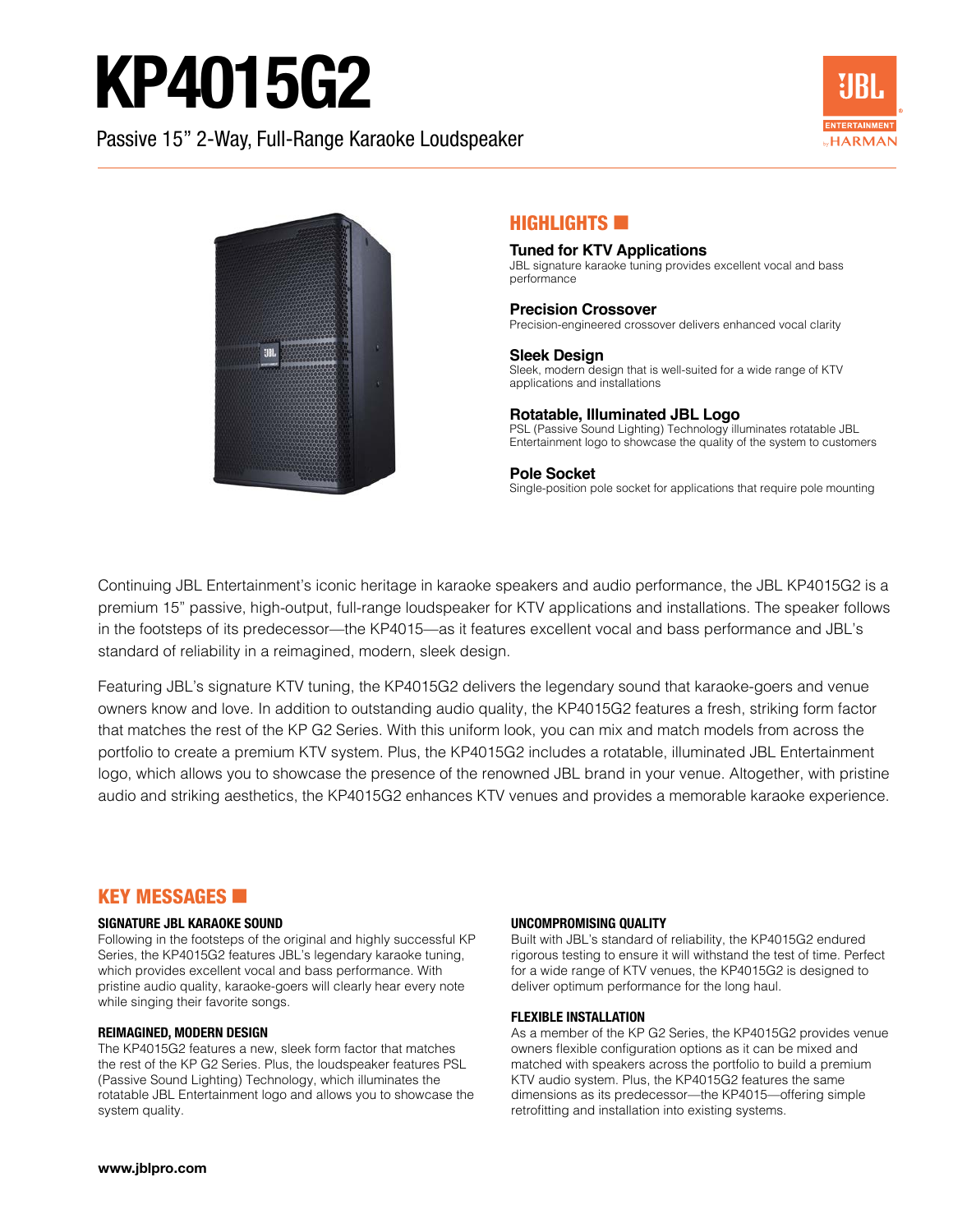# KP4015G2

Passive 15" 2-Way, Full-Range Karaoke Loudspeaker

## HIGHLIGHTS

**Tuned for KTV Applications**
JBL signature karaoke tuning provides excellent vocal and bass performance

**Precision Crossover**
Precision-engineered crossover delivers enhanced vocal clarity

**Sleek Design**
Sleek, modern design that is well-suited for a wide range of KTV applications and installations

**Rotatable, Illuminated JBL Logo**
PSL (Passive Sound Lighting) Technology illuminates rotatable JBL Entertainment logo to showcase the quality of the system to customers

**Pole Socket**
Single-position pole socket for applications that require pole mounting

Continuing JBL Entertainment's iconic heritage in karaoke speakers and audio performance, the JBL KP4015G2 is a premium 15" passive, high-output, full-range loudspeaker for KTV applications and installations. The speaker follows in the footsteps of its predecessor—the KP4015—as it features excellent vocal and bass performance and JBL's standard of reliability in a reimagined, modern, sleek design.

Featuring JBL's signature KTV tuning, the KP4015G2 delivers the legendary sound that karaoke-goers and venue owners know and love. In addition to outstanding audio quality, the KP4015G2 features a fresh, striking form factor that matches the rest of the KP G2 Series. With this uniform look, you can mix and match models from across the portfolio to create a premium KTV system. Plus, the KP4015G2 includes a rotatable, illuminated JBL Entertainment logo, which allows you to showcase the presence of the renowned JBL brand in your venue. Altogether, with pristine audio and striking aesthetics, the KP4015G2 enhances KTV venues and provides a memorable karaoke experience.

## KEY MESSAGES

### SIGNATURE JBL KARAOKE SOUND

Following in the footsteps of the original and highly successful KP Series, the KP4015G2 features JBL's legendary karaoke tuning, which provides excellent vocal and bass performance. With pristine audio quality, karaoke-goers will clearly hear every note while singing their favorite songs.

### REIMAGINED, MODERN DESIGN

The KP4015G2 features a new, sleek form factor that matches the rest of the KP G2 Series. Plus, the loudspeaker features PSL (Passive Sound Lighting) Technology, which illuminates the rotatable JBL Entertainment logo and allows you to showcase the system quality.

### UNCOMPROMISING QUALITY

Built with JBL's standard of reliability, the KP4015G2 endured rigorous testing to ensure it will withstand the test of time. Perfect for a wide range of KTV venues, the KP4015G2 is designed to deliver optimum performance for the long haul.

### FLEXIBLE INSTALLATION

As a member of the KP G2 Series, the KP4015G2 provides venue owners flexible configuration options as it can be mixed and matched with speakers across the portfolio to build a premium KTV audio system. Plus, the KP4015G2 features the same dimensions as its predecessor—the KP4015—offering simple retrofitting and installation into existing systems.

**www.jblpro.com**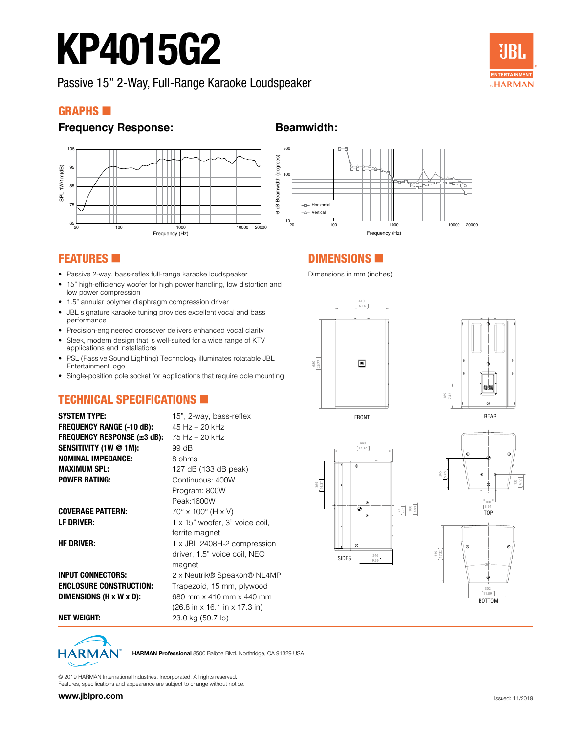# KP4015G2

Passive 15" 2-Way, Full-Range Karaoke Loudspeaker

## GRAPHS

### Frequency Response:

105
95
85
75
65
SPL 1W/1m(dB)
20
100
1000
10000
20000
Frequency (Hz)

### Beamwidth:

360
100
10
-6 dB Beamwidth (degrees)
Horizontal
Vertical
20
100
1000
10000
20000
Frequency (Hz)

## FEATURES

- Passive 2-way, bass-reflex full-range karaoke loudspeaker
- 15" high-efficiency woofer for high power handling, low distortion and low power compression
- 1.5" annular polymer diaphragm compression driver
- JBL signature karaoke tuning provides excellent vocal and bass performance
- Precision-engineered crossover delivers enhanced vocal clarity
- Sleek, modern design that is well-suited for a wide range of KTV applications and installations
- PSL (Passive Sound Lighting) Technology illuminates rotatable JBL Entertainment logo
- Single-position pole socket for applications that require pole mounting

## TECHNICAL SPECIFICATIONS

| | |
|---|---|
| **SYSTEM TYPE:** | 15", 2-way, bass-reflex |
| **FREQUENCY RANGE (-10 dB):** | 45 Hz – 20 kHz |
| **FREQUENCY RESPONSE (±3 dB):** | 75 Hz – 20 kHz |
| **SENSITIVITY (1W @ 1M):** | 99 dB |
| **NOMINAL IMPEDANCE:** | 8 ohms |
| **MAXIMUM SPL:** | 127 dB (133 dB peak) |
| **POWER RATING:** | Continuous: 400W<br>Program: 800W<br>Peak:1600W |
| **COVERAGE PATTERN:** | 70° x 100° (H x V) |
| **LF DRIVER:** | 1 x 15" woofer, 3" voice coil, ferrite magnet |
| **HF DRIVER:** | 1 x JBL 2408H-2 compression driver, 1.5" voice coil, NEO magnet |
| **INPUT CONNECTORS:** | 2 x Neutrik® Speakon® NL4MP |
| **ENCLOSURE CONSTRUCTION:** | Trapezoid, 15 mm, plywood |
| **DIMENSIONS (H x W x D):** | 680 mm x 410 mm x 440 mm<br>(26.8 in x 16.1 in x 17.3 in) |
| **NET WEIGHT:** | 23.0 kg (50.7 lb) |

## DIMENSIONS

Dimensions in mm (inches)

410 [16.14]
680 [26.77]
FRONT
189 [7.42]
REAR
440 [17.32]
365 [14.37]
75 [2.95]
100 [3.94]
246 [9.69]
SIDES
246 [9.69]
120 [4.72]
100 [3.94]
TOP
440 [17.32]
20°
302 [11.89]
BOTTOM

**HARMAN Professional** 8500 Balboa Blvd. Northridge, CA 91329 USA

© 2019 HARMAN International Industries, Incorporated. All rights reserved.
Features, specifications and appearance are subject to change without notice.

**www.jblpro.com**

Issued: 11/2019